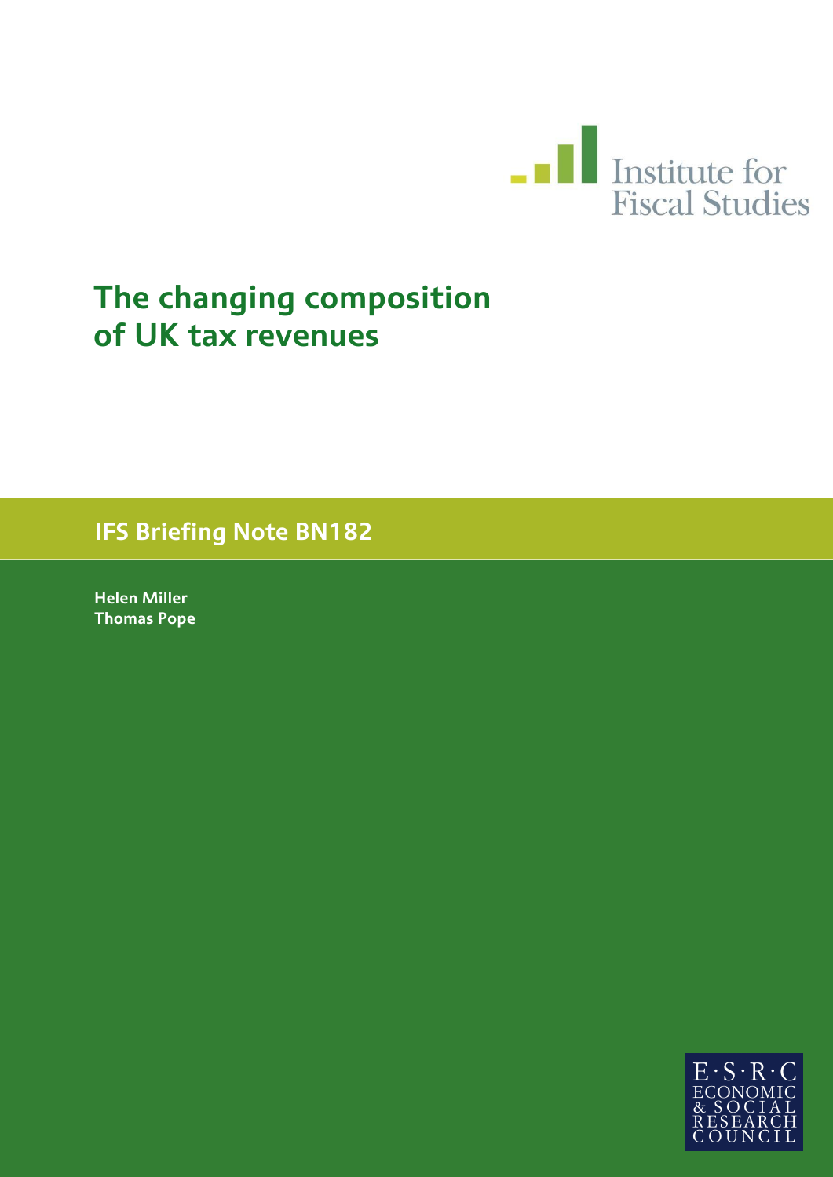Institute for Fiscal Studies

# The changing composition of UK tax revenues

## IFS Briefing Note BN182

**Helen Miller**
**Thomas Pope**

E·S·R·C ECONOMIC & SOCIAL RESEARCH COUNCIL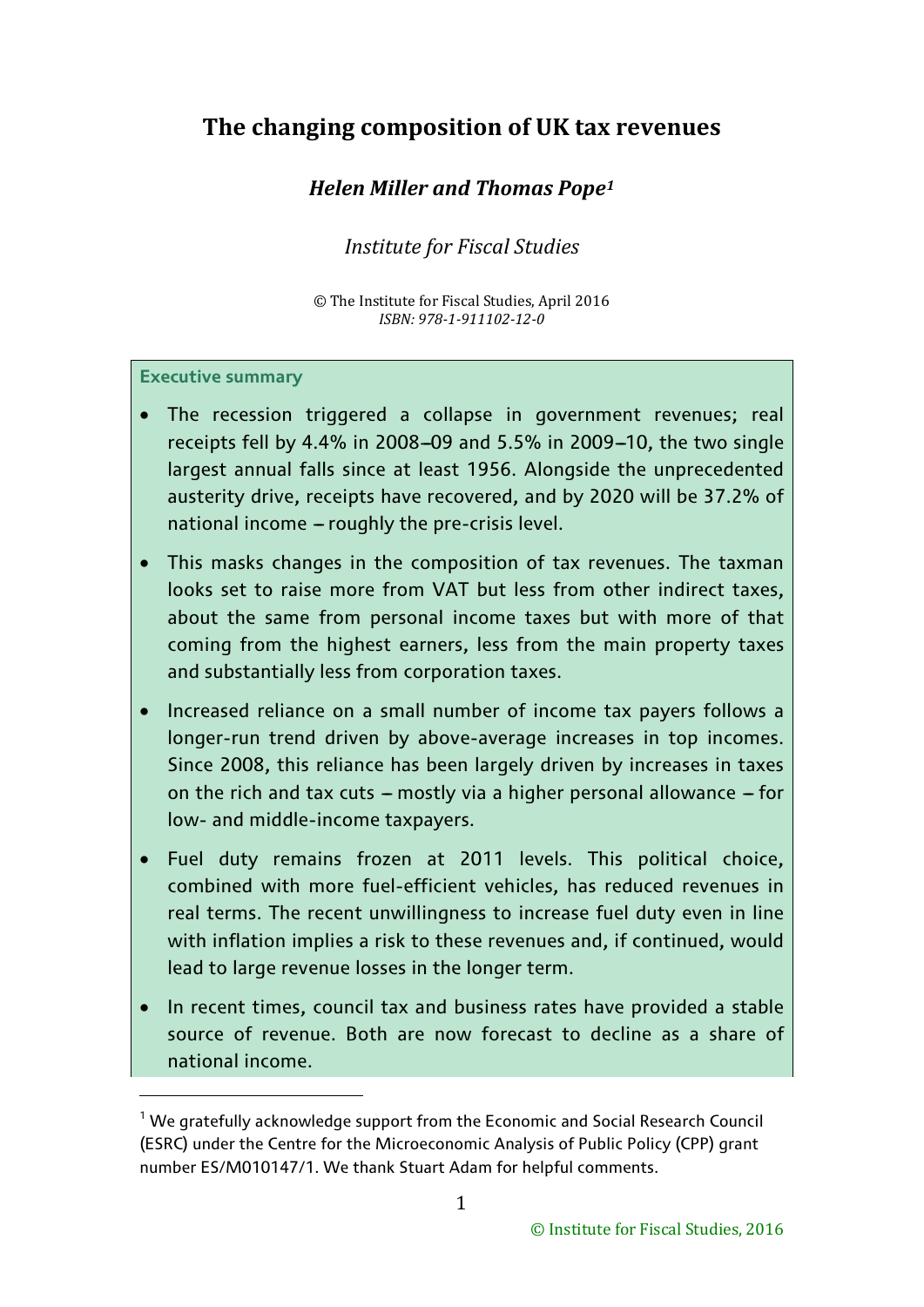# The changing composition of UK tax revenues

## *Helen Miller and Thomas Pope*[1]

*Institute for Fiscal Studies*

© The Institute for Fiscal Studies, April 2016
*ISBN: 978-1-911102-12-0*

**Executive summary**

- The recession triggered a collapse in government revenues; real receipts fell by 4.4% in 2008–09 and 5.5% in 2009–10, the two single largest annual falls since at least 1956. Alongside the unprecedented austerity drive, receipts have recovered, and by 2020 will be 37.2% of national income – roughly the pre-crisis level.
- This masks changes in the composition of tax revenues. The taxman looks set to raise more from VAT but less from other indirect taxes, about the same from personal income taxes but with more of that coming from the highest earners, less from the main property taxes and substantially less from corporation taxes.
- Increased reliance on a small number of income tax payers follows a longer-run trend driven by above-average increases in top incomes. Since 2008, this reliance has been largely driven by increases in taxes on the rich and tax cuts – mostly via a higher personal allowance – for low- and middle-income taxpayers.
- Fuel duty remains frozen at 2011 levels. This political choice, combined with more fuel-efficient vehicles, has reduced revenues in real terms. The recent unwillingness to increase fuel duty even in line with inflation implies a risk to these revenues and, if continued, would lead to large revenue losses in the longer term.
- In recent times, council tax and business rates have provided a stable source of revenue. Both are now forecast to decline as a share of national income.

[1] We gratefully acknowledge support from the Economic and Social Research Council (ESRC) under the Centre for the Microeconomic Analysis of Public Policy (CPP) grant number ES/M010147/1. We thank Stuart Adam for helpful comments.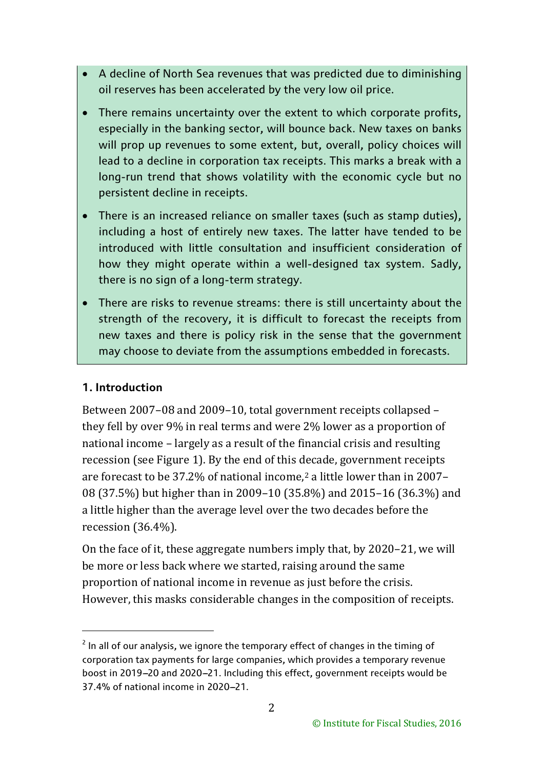- A decline of North Sea revenues that was predicted due to diminishing oil reserves has been accelerated by the very low oil price.
- There remains uncertainty over the extent to which corporate profits, especially in the banking sector, will bounce back. New taxes on banks will prop up revenues to some extent, but, overall, policy choices will lead to a decline in corporation tax receipts. This marks a break with a long-run trend that shows volatility with the economic cycle but no persistent decline in receipts.
- There is an increased reliance on smaller taxes (such as stamp duties), including a host of entirely new taxes. The latter have tended to be introduced with little consultation and insufficient consideration of how they might operate within a well-designed tax system. Sadly, there is no sign of a long-term strategy.
- There are risks to revenue streams: there is still uncertainty about the strength of the recovery, it is difficult to forecast the receipts from new taxes and there is policy risk in the sense that the government may choose to deviate from the assumptions embedded in forecasts.

## 1. Introduction

Between 2007–08 and 2009–10, total government receipts collapsed – they fell by over 9% in real terms and were 2% lower as a proportion of national income – largely as a result of the financial crisis and resulting recession (see Figure 1). By the end of this decade, government receipts are forecast to be 37.2% of national income,[2] a little lower than in 2007–08 (37.5%) but higher than in 2009–10 (35.8%) and 2015–16 (36.3%) and a little higher than the average level over the two decades before the recession (36.4%).

On the face of it, these aggregate numbers imply that, by 2020–21, we will be more or less back where we started, raising around the same proportion of national income in revenue as just before the crisis. However, this masks considerable changes in the composition of receipts.

[2] In all of our analysis, we ignore the temporary effect of changes in the timing of corporation tax payments for large companies, which provides a temporary revenue boost in 2019–20 and 2020–21. Including this effect, government receipts would be 37.4% of national income in 2020–21.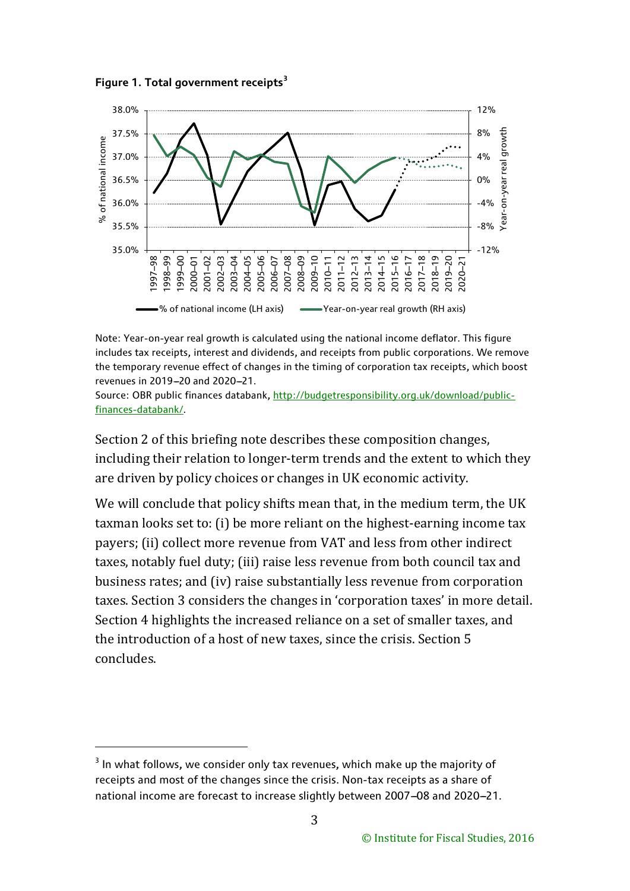**Figure 1. Total government receipts**[3]

Note: Year-on-year real growth is calculated using the national income deflator. This figure includes tax receipts, interest and dividends, and receipts from public corporations. We remove the temporary revenue effect of changes in the timing of corporation tax receipts, which boost revenues in 2019–20 and 2020–21.

Source: OBR public finances databank, http://budgetresponsibility.org.uk/download/public-finances-databank/.

Section 2 of this briefing note describes these composition changes, including their relation to longer-term trends and the extent to which they are driven by policy choices or changes in UK economic activity.

We will conclude that policy shifts mean that, in the medium term, the UK taxman looks set to: (i) be more reliant on the highest-earning income tax payers; (ii) collect more revenue from VAT and less from other indirect taxes, notably fuel duty; (iii) raise less revenue from both council tax and business rates; and (iv) raise substantially less revenue from corporation taxes. Section 3 considers the changes in 'corporation taxes' in more detail. Section 4 highlights the increased reliance on a set of smaller taxes, and the introduction of a host of new taxes, since the crisis. Section 5 concludes.

[3] In what follows, we consider only tax revenues, which make up the majority of receipts and most of the changes since the crisis. Non-tax receipts as a share of national income are forecast to increase slightly between 2007–08 and 2020–21.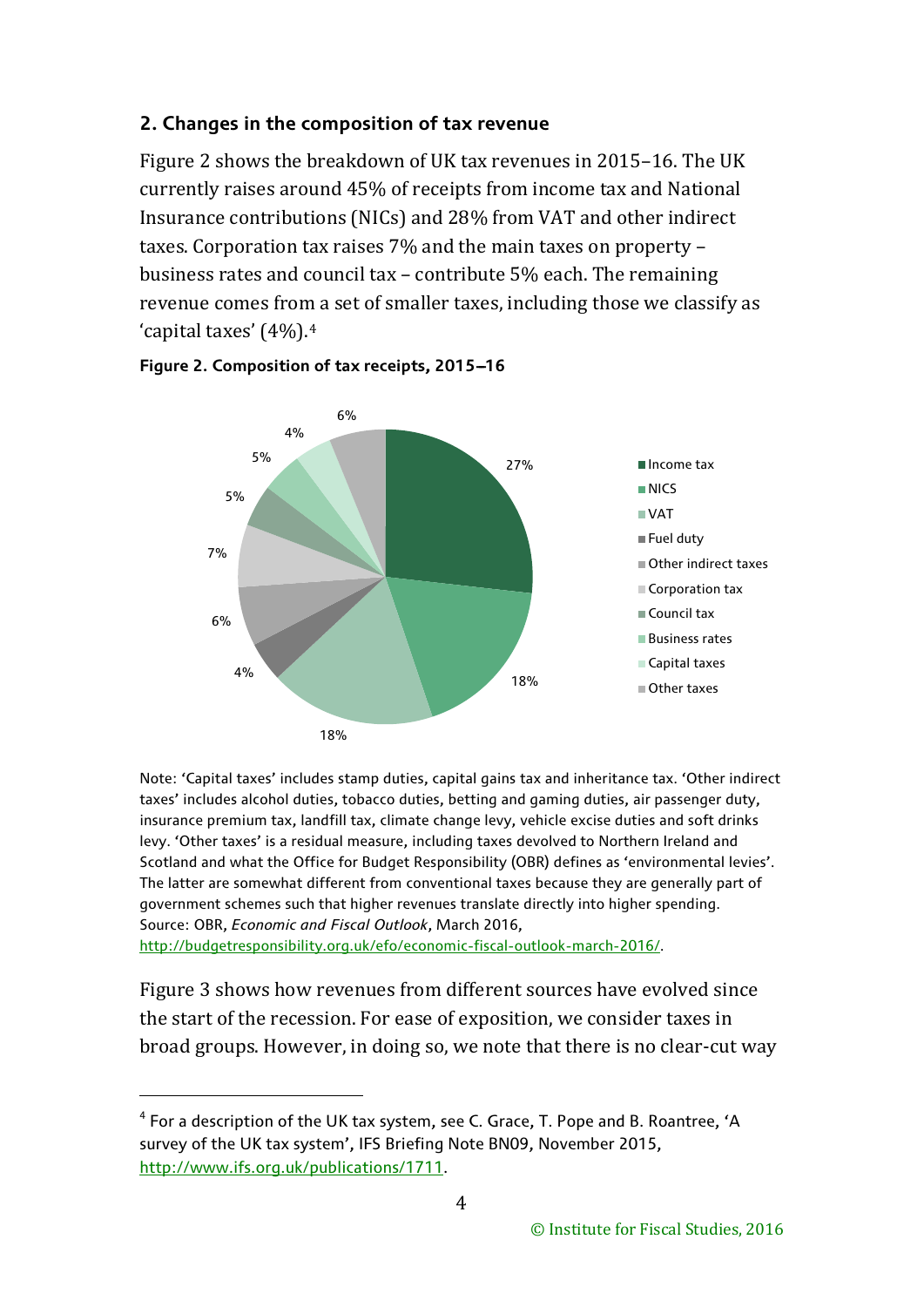## 2. Changes in the composition of tax revenue

Figure 2 shows the breakdown of UK tax revenues in 2015–16. The UK currently raises around 45% of receipts from income tax and National Insurance contributions (NICs) and 28% from VAT and other indirect taxes. Corporation tax raises 7% and the main taxes on property – business rates and council tax – contribute 5% each. The remaining revenue comes from a set of smaller taxes, including those we classify as 'capital taxes' (4%).[4]

**Figure 2. Composition of tax receipts, 2015–16**

Note: 'Capital taxes' includes stamp duties, capital gains tax and inheritance tax. 'Other indirect taxes' includes alcohol duties, tobacco duties, betting and gaming duties, air passenger duty, insurance premium tax, landfill tax, climate change levy, vehicle excise duties and soft drinks levy. 'Other taxes' is a residual measure, including taxes devolved to Northern Ireland and Scotland and what the Office for Budget Responsibility (OBR) defines as 'environmental levies'. The latter are somewhat different from conventional taxes because they are generally part of government schemes such that higher revenues translate directly into higher spending.
Source: OBR, *Economic and Fiscal Outlook*, March 2016, http://budgetresponsibility.org.uk/efo/economic-fiscal-outlook-march-2016/.

Figure 3 shows how revenues from different sources have evolved since the start of the recession. For ease of exposition, we consider taxes in broad groups. However, in doing so, we note that there is no clear-cut way

[4] For a description of the UK tax system, see C. Grace, T. Pope and B. Roantree, 'A survey of the UK tax system', IFS Briefing Note BN09, November 2015, http://www.ifs.org.uk/publications/1711.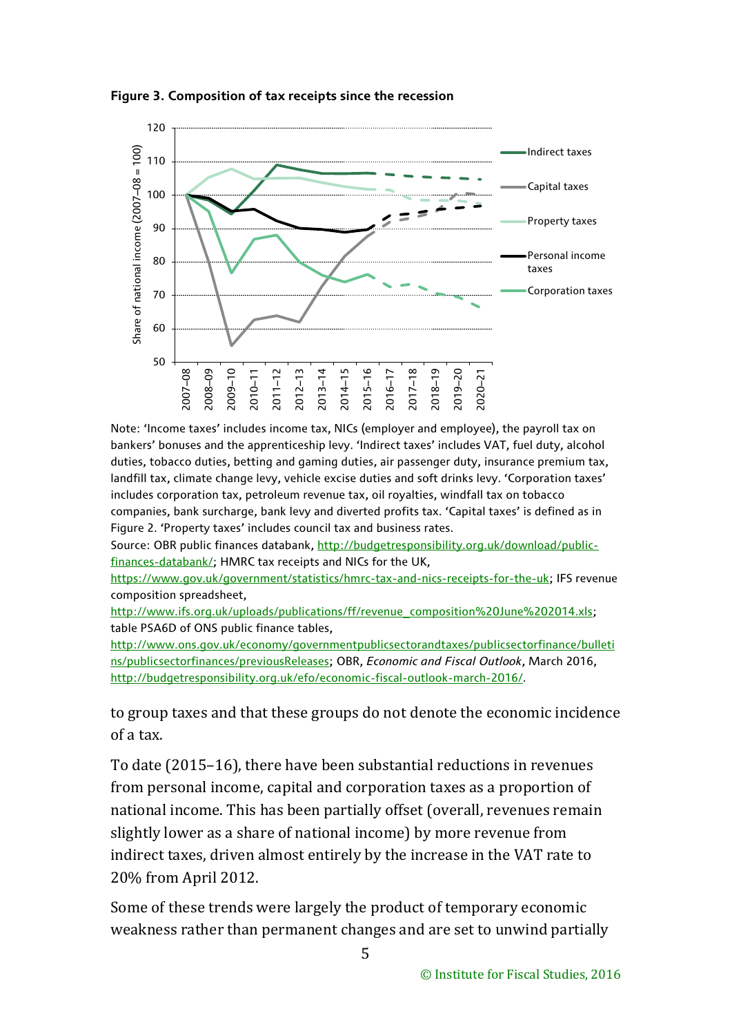**Figure 3. Composition of tax receipts since the recession**

Note: 'Income taxes' includes income tax, NICs (employer and employee), the payroll tax on bankers' bonuses and the apprenticeship levy. 'Indirect taxes' includes VAT, fuel duty, alcohol duties, tobacco duties, betting and gaming duties, air passenger duty, insurance premium tax, landfill tax, climate change levy, vehicle excise duties and soft drinks levy. 'Corporation taxes' includes corporation tax, petroleum revenue tax, oil royalties, windfall tax on tobacco companies, bank surcharge, bank levy and diverted profits tax. 'Capital taxes' is defined as in Figure 2. 'Property taxes' includes council tax and business rates.

Source: OBR public finances databank, http://budgetresponsibility.org.uk/download/public-finances-databank/; HMRC tax receipts and NICs for the UK, https://www.gov.uk/government/statistics/hmrc-tax-and-nics-receipts-for-the-uk; IFS revenue composition spreadsheet, http://www.ifs.org.uk/uploads/publications/ff/revenue_composition%20June%202014.xls; table PSA6D of ONS public finance tables, http://www.ons.gov.uk/economy/governmentpublicsectorandtaxes/publicsectorfinance/bulletins/publicsectorfinances/previousReleases; OBR, *Economic and Fiscal Outlook*, March 2016, http://budgetresponsibility.org.uk/efo/economic-fiscal-outlook-march-2016/.

to group taxes and that these groups do not denote the economic incidence of a tax.

To date (2015–16), there have been substantial reductions in revenues from personal income, capital and corporation taxes as a proportion of national income. This has been partially offset (overall, revenues remain slightly lower as a share of national income) by more revenue from indirect taxes, driven almost entirely by the increase in the VAT rate to 20% from April 2012.

Some of these trends were largely the product of temporary economic weakness rather than permanent changes and are set to unwind partially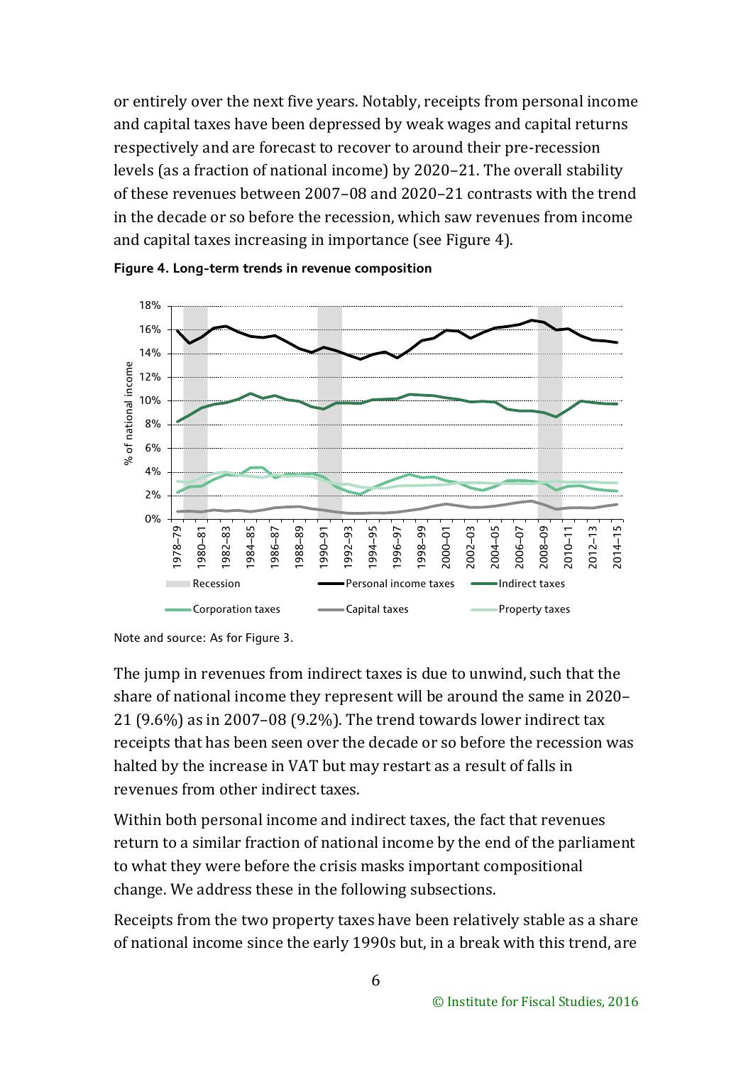or entirely over the next five years. Notably, receipts from personal income and capital taxes have been depressed by weak wages and capital returns respectively and are forecast to recover to around their pre-recession levels (as a fraction of national income) by 2020–21. The overall stability of these revenues between 2007–08 and 2020–21 contrasts with the trend in the decade or so before the recession, which saw revenues from income and capital taxes increasing in importance (see Figure 4).

**Figure 4. Long-term trends in revenue composition**

Note and source: As for Figure 3.

The jump in revenues from indirect taxes is due to unwind, such that the share of national income they represent will be around the same in 2020–21 (9.6%) as in 2007–08 (9.2%). The trend towards lower indirect tax receipts that has been seen over the decade or so before the recession was halted by the increase in VAT but may restart as a result of falls in revenues from other indirect taxes.

Within both personal income and indirect taxes, the fact that revenues return to a similar fraction of national income by the end of the parliament to what they were before the crisis masks important compositional change. We address these in the following subsections.

Receipts from the two property taxes have been relatively stable as a share of national income since the early 1990s but, in a break with this trend, are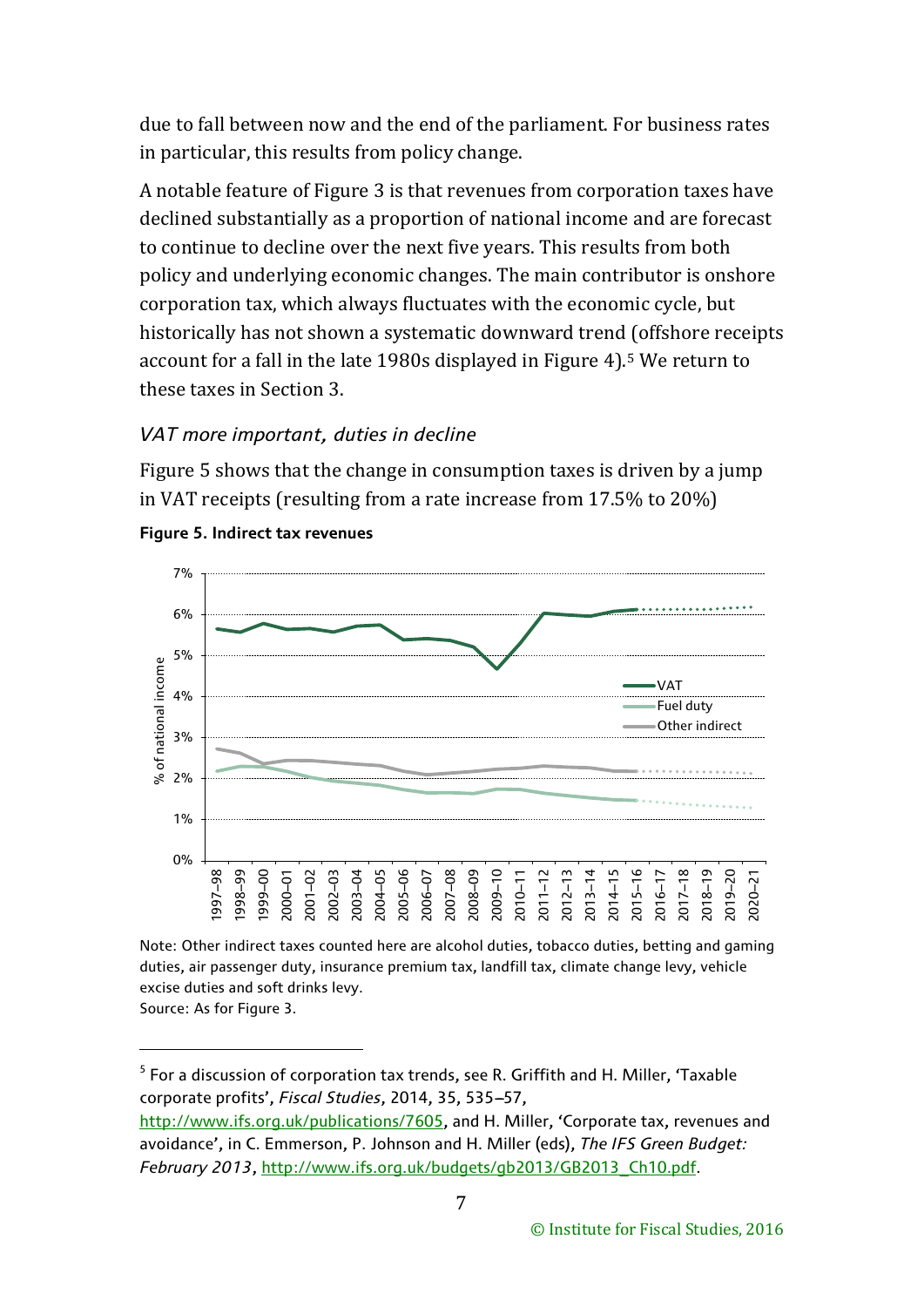due to fall between now and the end of the parliament. For business rates in particular, this results from policy change.

A notable feature of Figure 3 is that revenues from corporation taxes have declined substantially as a proportion of national income and are forecast to continue to decline over the next five years. This results from both policy and underlying economic changes. The main contributor is onshore corporation tax, which always fluctuates with the economic cycle, but historically has not shown a systematic downward trend (offshore receipts account for a fall in the late 1980s displayed in Figure 4).[5] We return to these taxes in Section 3.

### *VAT more important, duties in decline*

Figure 5 shows that the change in consumption taxes is driven by a jump in VAT receipts (resulting from a rate increase from 17.5% to 20%)

**Figure 5. Indirect tax revenues**

Note: Other indirect taxes counted here are alcohol duties, tobacco duties, betting and gaming duties, air passenger duty, insurance premium tax, landfill tax, climate change levy, vehicle excise duties and soft drinks levy.
Source: As for Figure 3.

[5] For a discussion of corporation tax trends, see R. Griffith and H. Miller, 'Taxable corporate profits', *Fiscal Studies*, 2014, 35, 535–57, http://www.ifs.org.uk/publications/7605, and H. Miller, 'Corporate tax, revenues and avoidance', in C. Emmerson, P. Johnson and H. Miller (eds), *The IFS Green Budget: February 2013*, http://www.ifs.org.uk/budgets/gb2013/GB2013_Ch10.pdf.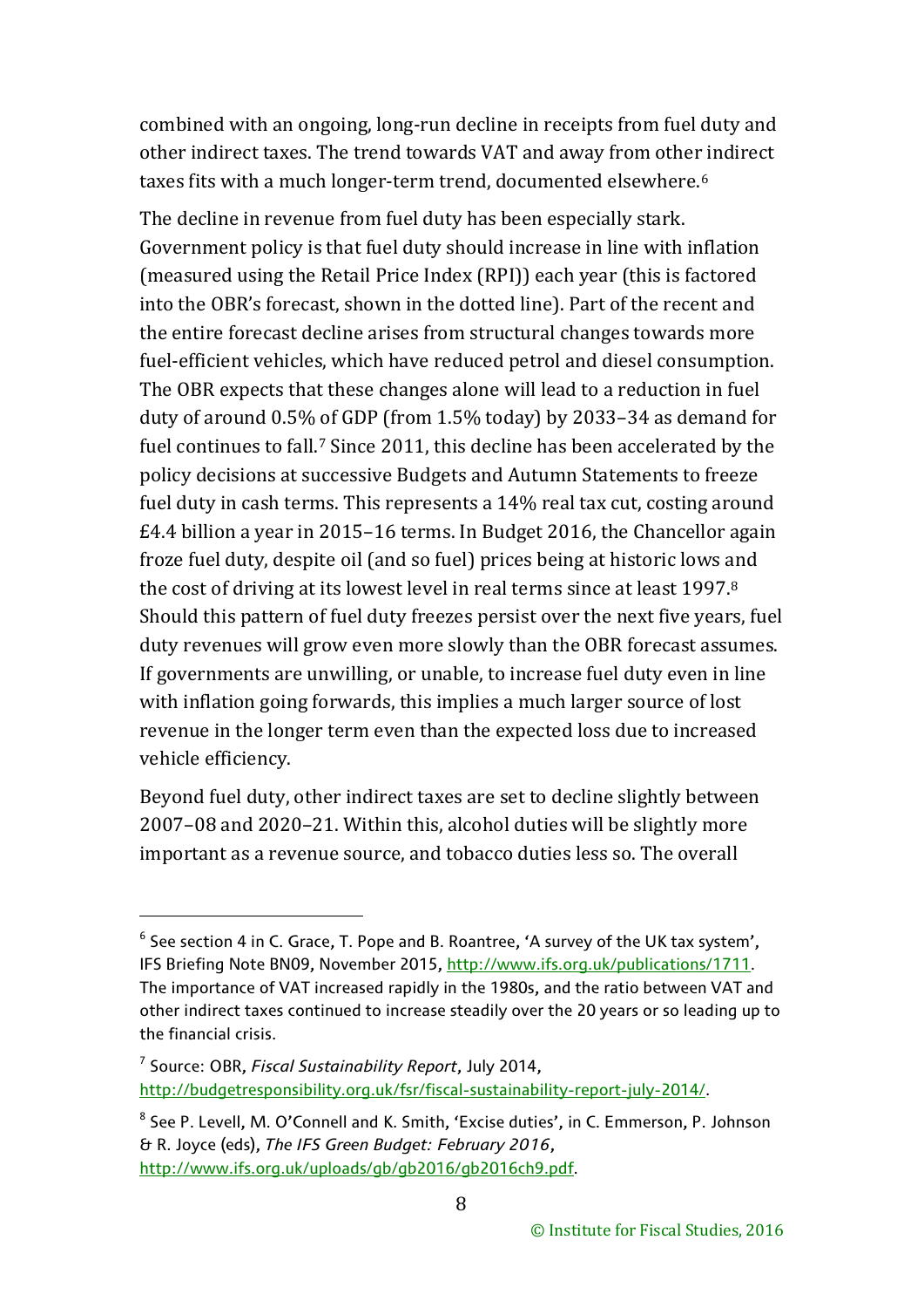combined with an ongoing, long-run decline in receipts from fuel duty and other indirect taxes. The trend towards VAT and away from other indirect taxes fits with a much longer-term trend, documented elsewhere.[6]

The decline in revenue from fuel duty has been especially stark. Government policy is that fuel duty should increase in line with inflation (measured using the Retail Price Index (RPI)) each year (this is factored into the OBR's forecast, shown in the dotted line). Part of the recent and the entire forecast decline arises from structural changes towards more fuel-efficient vehicles, which have reduced petrol and diesel consumption. The OBR expects that these changes alone will lead to a reduction in fuel duty of around 0.5% of GDP (from 1.5% today) by 2033–34 as demand for fuel continues to fall.[7] Since 2011, this decline has been accelerated by the policy decisions at successive Budgets and Autumn Statements to freeze fuel duty in cash terms. This represents a 14% real tax cut, costing around £4.4 billion a year in 2015–16 terms. In Budget 2016, the Chancellor again froze fuel duty, despite oil (and so fuel) prices being at historic lows and the cost of driving at its lowest level in real terms since at least 1997.[8] Should this pattern of fuel duty freezes persist over the next five years, fuel duty revenues will grow even more slowly than the OBR forecast assumes. If governments are unwilling, or unable, to increase fuel duty even in line with inflation going forwards, this implies a much larger source of lost revenue in the longer term even than the expected loss due to increased vehicle efficiency.

Beyond fuel duty, other indirect taxes are set to decline slightly between 2007–08 and 2020–21. Within this, alcohol duties will be slightly more important as a revenue source, and tobacco duties less so. The overall

---

[6] See section 4 in C. Grace, T. Pope and B. Roantree, 'A survey of the UK tax system', IFS Briefing Note BN09, November 2015, http://www.ifs.org.uk/publications/1711. The importance of VAT increased rapidly in the 1980s, and the ratio between VAT and other indirect taxes continued to increase steadily over the 20 years or so leading up to the financial crisis.

[7] Source: OBR, *Fiscal Sustainability Report*, July 2014, http://budgetresponsibility.org.uk/fsr/fiscal-sustainability-report-july-2014/.

[8] See P. Levell, M. O'Connell and K. Smith, 'Excise duties', in C. Emmerson, P. Johnson & R. Joyce (eds), *The IFS Green Budget: February 2016*, http://www.ifs.org.uk/uploads/gb/gb2016/gb2016ch9.pdf.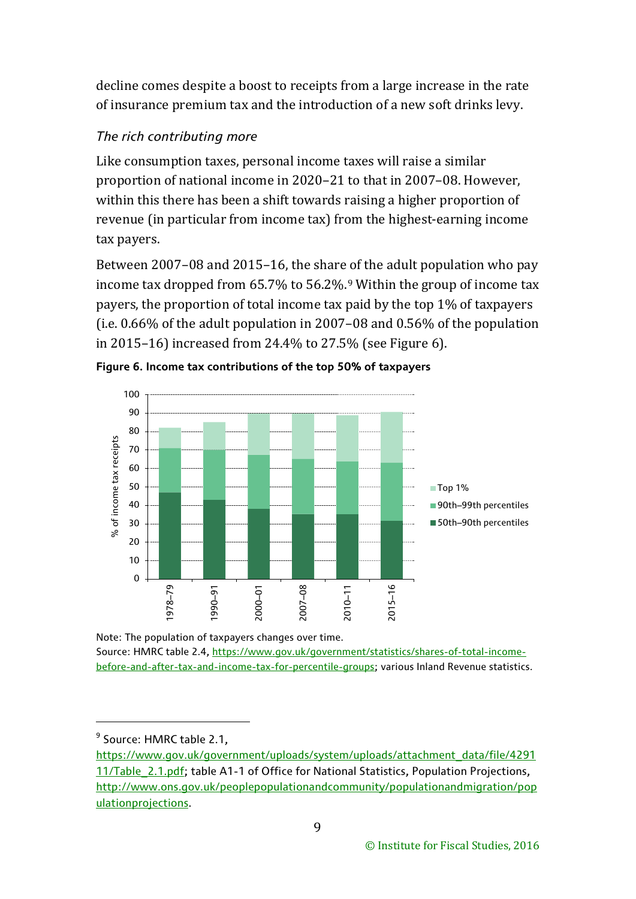decline comes despite a boost to receipts from a large increase in the rate of insurance premium tax and the introduction of a new soft drinks levy.

*The rich contributing more*

Like consumption taxes, personal income taxes will raise a similar proportion of national income in 2020–21 to that in 2007–08. However, within this there has been a shift towards raising a higher proportion of revenue (in particular from income tax) from the highest-earning income tax payers.

Between 2007–08 and 2015–16, the share of the adult population who pay income tax dropped from 65.7% to 56.2%.[9] Within the group of income tax payers, the proportion of total income tax paid by the top 1% of taxpayers (i.e. 0.66% of the adult population in 2007–08 and 0.56% of the population in 2015–16) increased from 24.4% to 27.5% (see Figure 6).

**Figure 6. Income tax contributions of the top 50% of taxpayers**

Note: The population of taxpayers changes over time.
Source: HMRC table 2.4, https://www.gov.uk/government/statistics/shares-of-total-income-before-and-after-tax-and-income-tax-for-percentile-groups; various Inland Revenue statistics.

[9] Source: HMRC table 2.1, https://www.gov.uk/government/uploads/system/uploads/attachment_data/file/429111/Table_2.1.pdf; table A1-1 of Office for National Statistics, Population Projections, http://www.ons.gov.uk/peoplepopulationandcommunity/populationandmigration/populationprojections.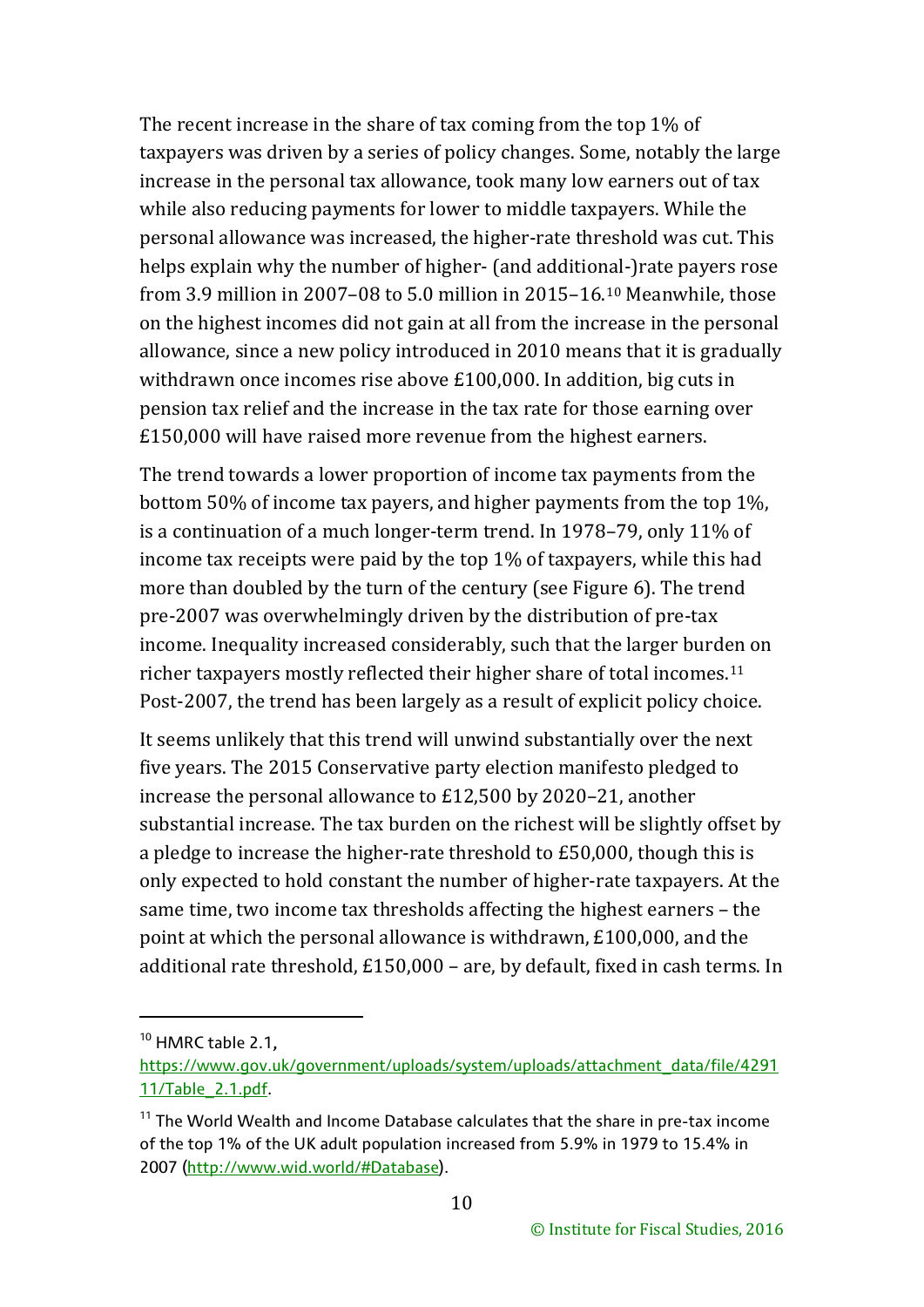The recent increase in the share of tax coming from the top 1% of taxpayers was driven by a series of policy changes. Some, notably the large increase in the personal tax allowance, took many low earners out of tax while also reducing payments for lower to middle taxpayers. While the personal allowance was increased, the higher-rate threshold was cut. This helps explain why the number of higher- (and additional-)rate payers rose from 3.9 million in 2007–08 to 5.0 million in 2015–16.[10] Meanwhile, those on the highest incomes did not gain at all from the increase in the personal allowance, since a new policy introduced in 2010 means that it is gradually withdrawn once incomes rise above £100,000. In addition, big cuts in pension tax relief and the increase in the tax rate for those earning over £150,000 will have raised more revenue from the highest earners.

The trend towards a lower proportion of income tax payments from the bottom 50% of income tax payers, and higher payments from the top 1%, is a continuation of a much longer-term trend. In 1978–79, only 11% of income tax receipts were paid by the top 1% of taxpayers, while this had more than doubled by the turn of the century (see Figure 6). The trend pre-2007 was overwhelmingly driven by the distribution of pre-tax income. Inequality increased considerably, such that the larger burden on richer taxpayers mostly reflected their higher share of total incomes.[11] Post-2007, the trend has been largely as a result of explicit policy choice.

It seems unlikely that this trend will unwind substantially over the next five years. The 2015 Conservative party election manifesto pledged to increase the personal allowance to £12,500 by 2020–21, another substantial increase. The tax burden on the richest will be slightly offset by a pledge to increase the higher-rate threshold to £50,000, though this is only expected to hold constant the number of higher-rate taxpayers. At the same time, two income tax thresholds affecting the highest earners – the point at which the personal allowance is withdrawn, £100,000, and the additional rate threshold, £150,000 – are, by default, fixed in cash terms. In

---

[10] HMRC table 2.1, https://www.gov.uk/government/uploads/system/uploads/attachment_data/file/429111/Table_2.1.pdf.

[11] The World Wealth and Income Database calculates that the share in pre-tax income of the top 1% of the UK adult population increased from 5.9% in 1979 to 15.4% in 2007 (http://www.wid.world/#Database).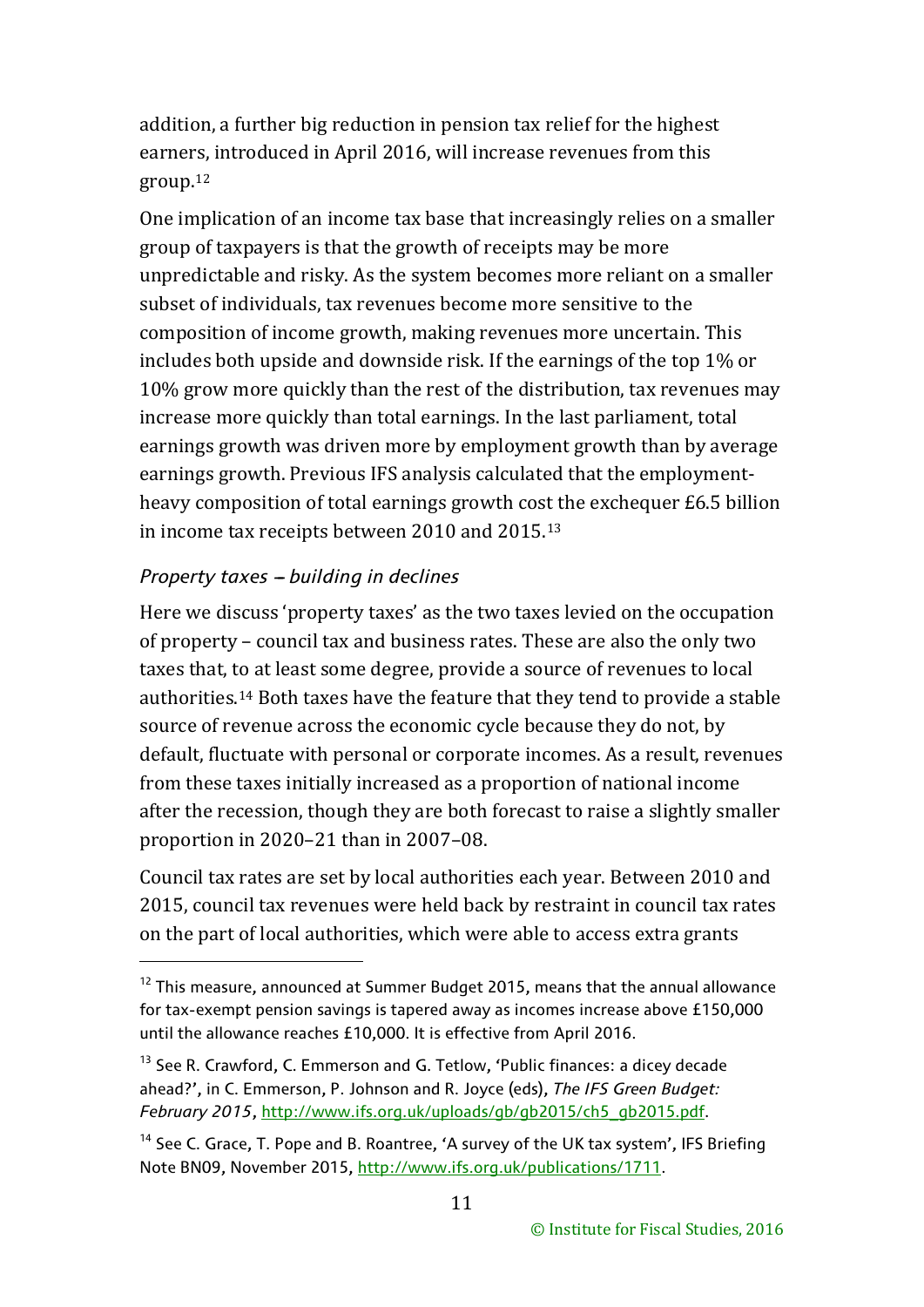addition, a further big reduction in pension tax relief for the highest earners, introduced in April 2016, will increase revenues from this group.[12]

One implication of an income tax base that increasingly relies on a smaller group of taxpayers is that the growth of receipts may be more unpredictable and risky. As the system becomes more reliant on a smaller subset of individuals, tax revenues become more sensitive to the composition of income growth, making revenues more uncertain. This includes both upside and downside risk. If the earnings of the top 1% or 10% grow more quickly than the rest of the distribution, tax revenues may increase more quickly than total earnings. In the last parliament, total earnings growth was driven more by employment growth than by average earnings growth. Previous IFS analysis calculated that the employment-heavy composition of total earnings growth cost the exchequer £6.5 billion in income tax receipts between 2010 and 2015.[13]

### *Property taxes – building in declines*

Here we discuss 'property taxes' as the two taxes levied on the occupation of property – council tax and business rates. These are also the only two taxes that, to at least some degree, provide a source of revenues to local authorities.[14] Both taxes have the feature that they tend to provide a stable source of revenue across the economic cycle because they do not, by default, fluctuate with personal or corporate incomes. As a result, revenues from these taxes initially increased as a proportion of national income after the recession, though they are both forecast to raise a slightly smaller proportion in 2020–21 than in 2007–08.

Council tax rates are set by local authorities each year. Between 2010 and 2015, council tax revenues were held back by restraint in council tax rates on the part of local authorities, which were able to access extra grants

---

[12] This measure, announced at Summer Budget 2015, means that the annual allowance for tax-exempt pension savings is tapered away as incomes increase above £150,000 until the allowance reaches £10,000. It is effective from April 2016.

[13] See R. Crawford, C. Emmerson and G. Tetlow, 'Public finances: a dicey decade ahead?', in C. Emmerson, P. Johnson and R. Joyce (eds), *The IFS Green Budget: February 2015*, http://www.ifs.org.uk/uploads/gb/gb2015/ch5_gb2015.pdf.

[14] See C. Grace, T. Pope and B. Roantree, 'A survey of the UK tax system', IFS Briefing Note BN09, November 2015, http://www.ifs.org.uk/publications/1711.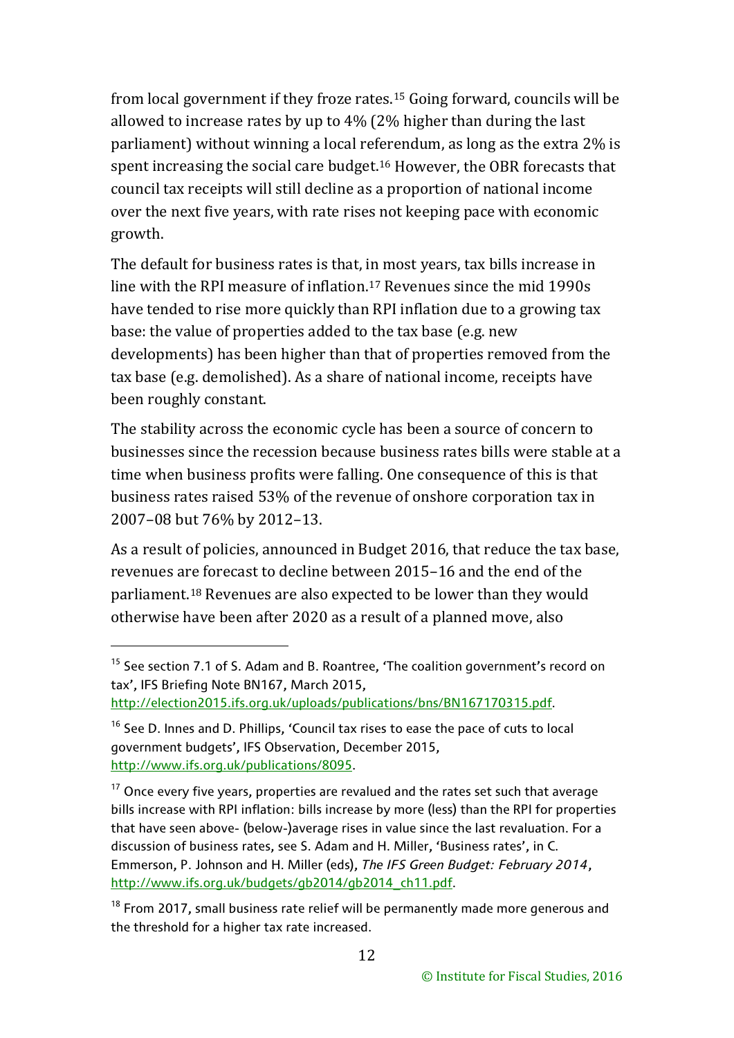from local government if they froze rates.[15] Going forward, councils will be allowed to increase rates by up to 4% (2% higher than during the last parliament) without winning a local referendum, as long as the extra 2% is spent increasing the social care budget.[16] However, the OBR forecasts that council tax receipts will still decline as a proportion of national income over the next five years, with rate rises not keeping pace with economic growth.

The default for business rates is that, in most years, tax bills increase in line with the RPI measure of inflation.[17] Revenues since the mid 1990s have tended to rise more quickly than RPI inflation due to a growing tax base: the value of properties added to the tax base (e.g. new developments) has been higher than that of properties removed from the tax base (e.g. demolished). As a share of national income, receipts have been roughly constant.

The stability across the economic cycle has been a source of concern to businesses since the recession because business rates bills were stable at a time when business profits were falling. One consequence of this is that business rates raised 53% of the revenue of onshore corporation tax in 2007–08 but 76% by 2012–13.

As a result of policies, announced in Budget 2016, that reduce the tax base, revenues are forecast to decline between 2015–16 and the end of the parliament.[18] Revenues are also expected to be lower than they would otherwise have been after 2020 as a result of a planned move, also

---

[15] See section 7.1 of S. Adam and B. Roantree, 'The coalition government's record on tax', IFS Briefing Note BN167, March 2015, http://election2015.ifs.org.uk/uploads/publications/bns/BN167170315.pdf.

[16] See D. Innes and D. Phillips, 'Council tax rises to ease the pace of cuts to local government budgets', IFS Observation, December 2015, http://www.ifs.org.uk/publications/8095.

[17] Once every five years, properties are revalued and the rates set such that average bills increase with RPI inflation: bills increase by more (less) than the RPI for properties that have seen above- (below-)average rises in value since the last revaluation. For a discussion of business rates, see S. Adam and H. Miller, 'Business rates', in C. Emmerson, P. Johnson and H. Miller (eds), *The IFS Green Budget: February 2014*, http://www.ifs.org.uk/budgets/gb2014/gb2014_ch11.pdf.

[18] From 2017, small business rate relief will be permanently made more generous and the threshold for a higher tax rate increased.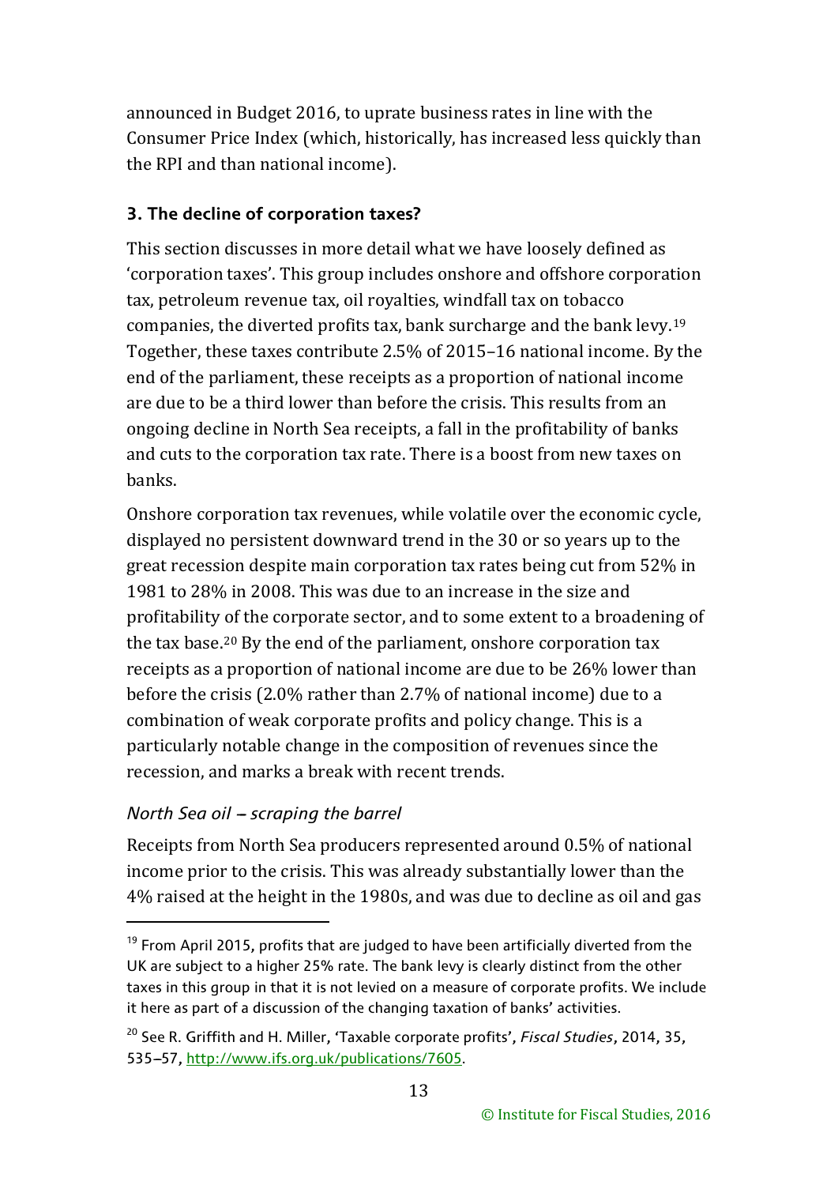announced in Budget 2016, to uprate business rates in line with the Consumer Price Index (which, historically, has increased less quickly than the RPI and than national income).

### 3. The decline of corporation taxes?

This section discusses in more detail what we have loosely defined as 'corporation taxes'. This group includes onshore and offshore corporation tax, petroleum revenue tax, oil royalties, windfall tax on tobacco companies, the diverted profits tax, bank surcharge and the bank levy.[19] Together, these taxes contribute 2.5% of 2015–16 national income. By the end of the parliament, these receipts as a proportion of national income are due to be a third lower than before the crisis. This results from an ongoing decline in North Sea receipts, a fall in the profitability of banks and cuts to the corporation tax rate. There is a boost from new taxes on banks.

Onshore corporation tax revenues, while volatile over the economic cycle, displayed no persistent downward trend in the 30 or so years up to the great recession despite main corporation tax rates being cut from 52% in 1981 to 28% in 2008. This was due to an increase in the size and profitability of the corporate sector, and to some extent to a broadening of the tax base.[20] By the end of the parliament, onshore corporation tax receipts as a proportion of national income are due to be 26% lower than before the crisis (2.0% rather than 2.7% of national income) due to a combination of weak corporate profits and policy change. This is a particularly notable change in the composition of revenues since the recession, and marks a break with recent trends.

#### *North Sea oil – scraping the barrel*

Receipts from North Sea producers represented around 0.5% of national income prior to the crisis. This was already substantially lower than the 4% raised at the height in the 1980s, and was due to decline as oil and gas

---

[19] From April 2015, profits that are judged to have been artificially diverted from the UK are subject to a higher 25% rate. The bank levy is clearly distinct from the other taxes in this group in that it is not levied on a measure of corporate profits. We include it here as part of a discussion of the changing taxation of banks' activities.

[20] See R. Griffith and H. Miller, 'Taxable corporate profits', *Fiscal Studies*, 2014, 35, 535–57, http://www.ifs.org.uk/publications/7605.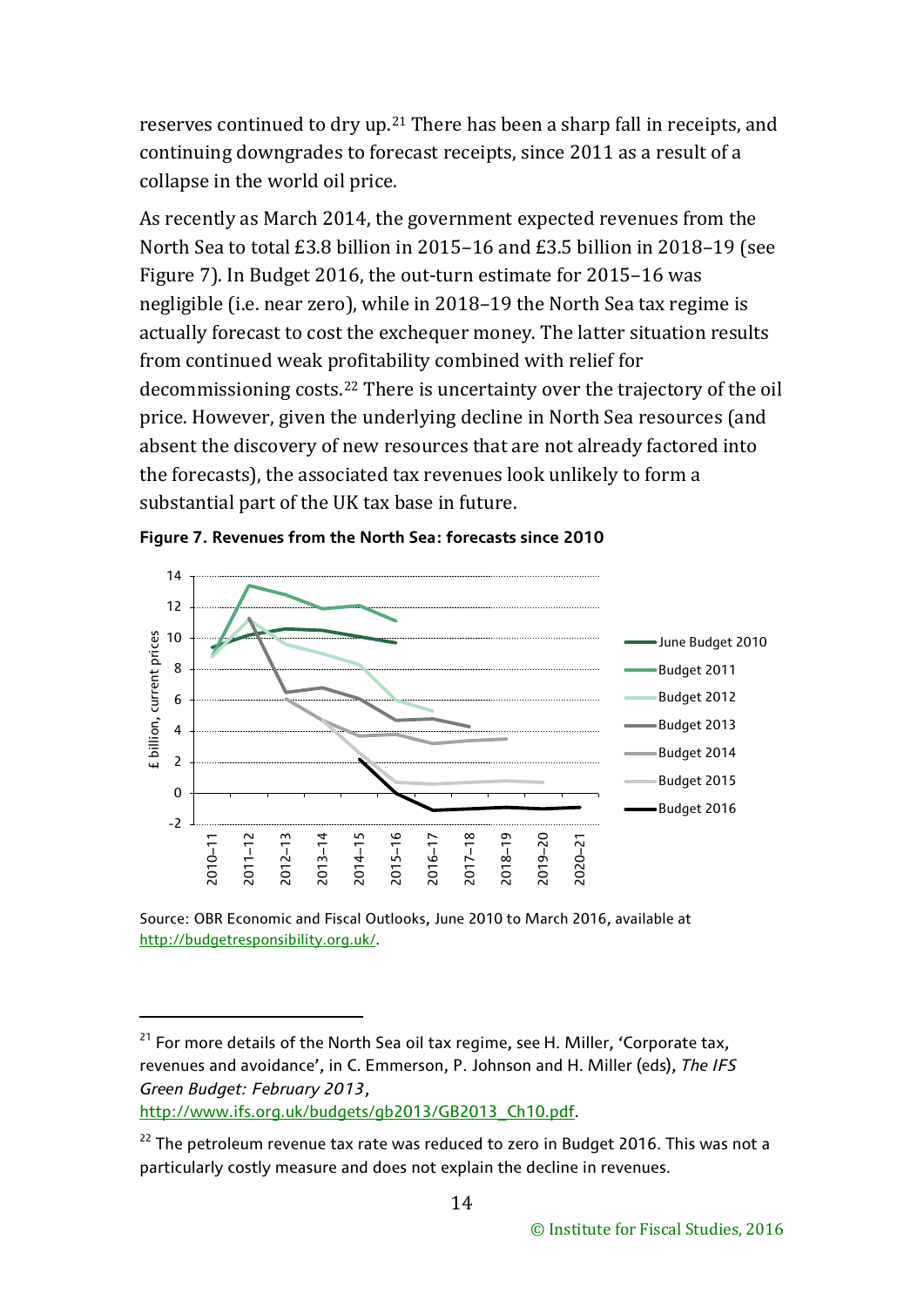reserves continued to dry up.[21] There has been a sharp fall in receipts, and continuing downgrades to forecast receipts, since 2011 as a result of a collapse in the world oil price.

As recently as March 2014, the government expected revenues from the North Sea to total £3.8 billion in 2015–16 and £3.5 billion in 2018–19 (see Figure 7). In Budget 2016, the out-turn estimate for 2015–16 was negligible (i.e. near zero), while in 2018–19 the North Sea tax regime is actually forecast to cost the exchequer money. The latter situation results from continued weak profitability combined with relief for decommissioning costs.[22] There is uncertainty over the trajectory of the oil price. However, given the underlying decline in North Sea resources (and absent the discovery of new resources that are not already factored into the forecasts), the associated tax revenues look unlikely to form a substantial part of the UK tax base in future.

**Figure 7. Revenues from the North Sea: forecasts since 2010**

Source: OBR Economic and Fiscal Outlooks, June 2010 to March 2016, available at http://budgetresponsibility.org.uk/.

---

[21] For more details of the North Sea oil tax regime, see H. Miller, 'Corporate tax, revenues and avoidance', in C. Emmerson, P. Johnson and H. Miller (eds), *The IFS Green Budget: February 2013*, http://www.ifs.org.uk/budgets/gb2013/GB2013_Ch10.pdf.

[22] The petroleum revenue tax rate was reduced to zero in Budget 2016. This was not a particularly costly measure and does not explain the decline in revenues.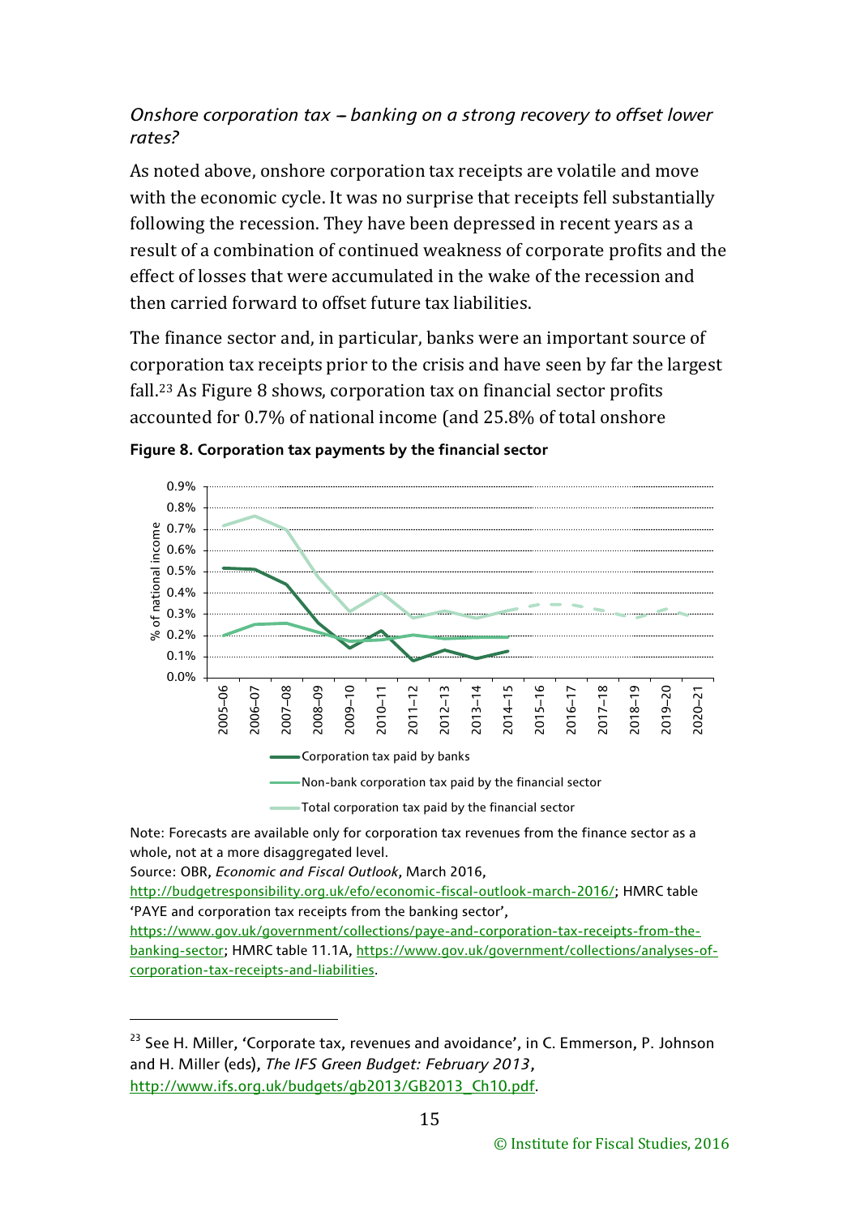*Onshore corporation tax – banking on a strong recovery to offset lower rates?*

As noted above, onshore corporation tax receipts are volatile and move with the economic cycle. It was no surprise that receipts fell substantially following the recession. They have been depressed in recent years as a result of a combination of continued weakness of corporate profits and the effect of losses that were accumulated in the wake of the recession and then carried forward to offset future tax liabilities.

The finance sector and, in particular, banks were an important source of corporation tax receipts prior to the crisis and have seen by far the largest fall.[23] As Figure 8 shows, corporation tax on financial sector profits accounted for 0.7% of national income (and 25.8% of total onshore

**Figure 8. Corporation tax payments by the financial sector**

Note: Forecasts are available only for corporation tax revenues from the finance sector as a whole, not at a more disaggregated level.

Source: OBR, *Economic and Fiscal Outlook*, March 2016, http://budgetresponsibility.org.uk/efo/economic-fiscal-outlook-march-2016/; HMRC table 'PAYE and corporation tax receipts from the banking sector', https://www.gov.uk/government/collections/paye-and-corporation-tax-receipts-from-the-banking-sector; HMRC table 11.1A, https://www.gov.uk/government/collections/analyses-of-corporation-tax-receipts-and-liabilities.

[23] See H. Miller, 'Corporate tax, revenues and avoidance', in C. Emmerson, P. Johnson and H. Miller (eds), *The IFS Green Budget: February 2013*, http://www.ifs.org.uk/budgets/gb2013/GB2013_Ch10.pdf.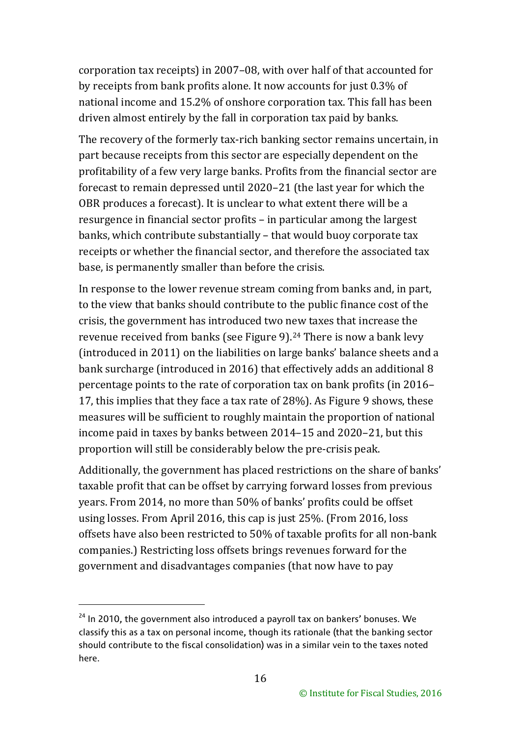corporation tax receipts) in 2007–08, with over half of that accounted for by receipts from bank profits alone. It now accounts for just 0.3% of national income and 15.2% of onshore corporation tax. This fall has been driven almost entirely by the fall in corporation tax paid by banks.

The recovery of the formerly tax-rich banking sector remains uncertain, in part because receipts from this sector are especially dependent on the profitability of a few very large banks. Profits from the financial sector are forecast to remain depressed until 2020–21 (the last year for which the OBR produces a forecast). It is unclear to what extent there will be a resurgence in financial sector profits – in particular among the largest banks, which contribute substantially – that would buoy corporate tax receipts or whether the financial sector, and therefore the associated tax base, is permanently smaller than before the crisis.

In response to the lower revenue stream coming from banks and, in part, to the view that banks should contribute to the public finance cost of the crisis, the government has introduced two new taxes that increase the revenue received from banks (see Figure 9).[24] There is now a bank levy (introduced in 2011) on the liabilities on large banks' balance sheets and a bank surcharge (introduced in 2016) that effectively adds an additional 8 percentage points to the rate of corporation tax on bank profits (in 2016–17, this implies that they face a tax rate of 28%). As Figure 9 shows, these measures will be sufficient to roughly maintain the proportion of national income paid in taxes by banks between 2014–15 and 2020–21, but this proportion will still be considerably below the pre-crisis peak.

Additionally, the government has placed restrictions on the share of banks' taxable profit that can be offset by carrying forward losses from previous years. From 2014, no more than 50% of banks' profits could be offset using losses. From April 2016, this cap is just 25%. (From 2016, loss offsets have also been restricted to 50% of taxable profits for all non-bank companies.) Restricting loss offsets brings revenues forward for the government and disadvantages companies (that now have to pay

[24] In 2010, the government also introduced a payroll tax on bankers' bonuses. We classify this as a tax on personal income, though its rationale (that the banking sector should contribute to the fiscal consolidation) was in a similar vein to the taxes noted here.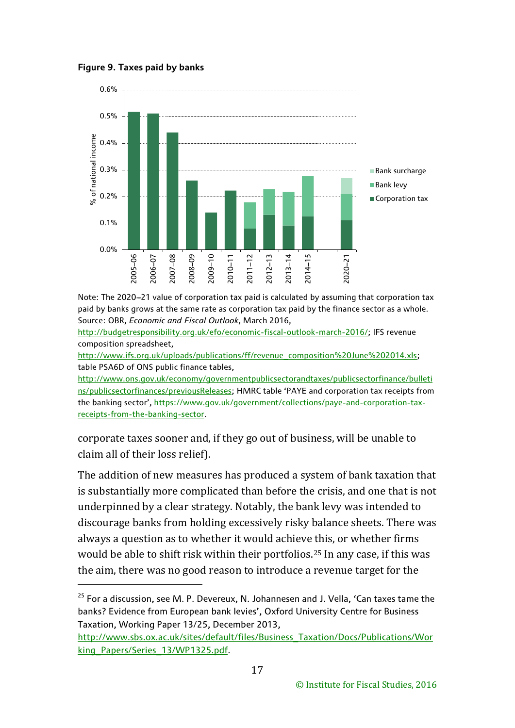**Figure 9. Taxes paid by banks**

Note: The 2020–21 value of corporation tax paid is calculated by assuming that corporation tax paid by banks grows at the same rate as corporation tax paid by the finance sector as a whole.
Source: OBR, *Economic and Fiscal Outlook*, March 2016, http://budgetresponsibility.org.uk/efo/economic-fiscal-outlook-march-2016/; IFS revenue composition spreadsheet, http://www.ifs.org.uk/uploads/publications/ff/revenue_composition%20June%202014.xls; table PSA6D of ONS public finance tables, http://www.ons.gov.uk/economy/governmentpublicsectorandtaxes/publicsectorfinance/bulletins/publicsectorfinances/previousReleases; HMRC table 'PAYE and corporation tax receipts from the banking sector', https://www.gov.uk/government/collections/paye-and-corporation-tax-receipts-from-the-banking-sector.

corporate taxes sooner and, if they go out of business, will be unable to claim all of their loss relief).

The addition of new measures has produced a system of bank taxation that is substantially more complicated than before the crisis, and one that is not underpinned by a clear strategy. Notably, the bank levy was intended to discourage banks from holding excessively risky balance sheets. There was always a question as to whether it would achieve this, or whether firms would be able to shift risk within their portfolios.[25] In any case, if this was the aim, there was no good reason to introduce a revenue target for the

[25] For a discussion, see M. P. Devereux, N. Johannesen and J. Vella, 'Can taxes tame the banks? Evidence from European bank levies', Oxford University Centre for Business Taxation, Working Paper 13/25, December 2013, http://www.sbs.ox.ac.uk/sites/default/files/Business_Taxation/Docs/Publications/Working_Papers/Series_13/WP1325.pdf.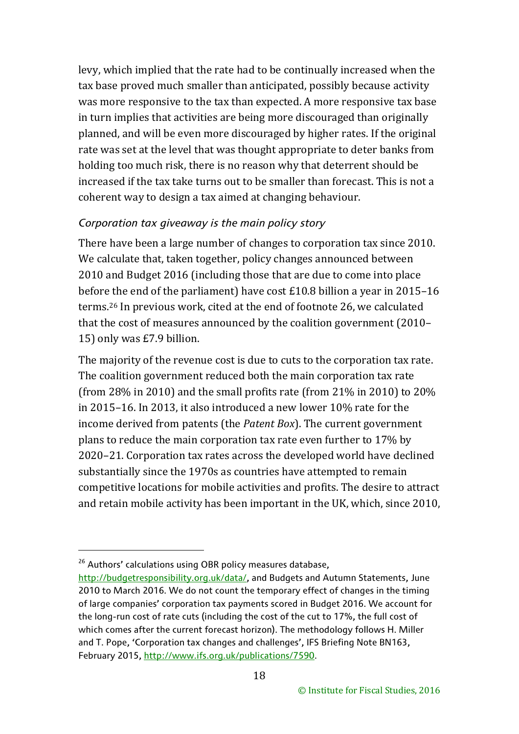levy, which implied that the rate had to be continually increased when the tax base proved much smaller than anticipated, possibly because activity was more responsive to the tax than expected. A more responsive tax base in turn implies that activities are being more discouraged than originally planned, and will be even more discouraged by higher rates. If the original rate was set at the level that was thought appropriate to deter banks from holding too much risk, there is no reason why that deterrent should be increased if the tax take turns out to be smaller than forecast. This is not a coherent way to design a tax aimed at changing behaviour.

### *Corporation tax giveaway is the main policy story*

There have been a large number of changes to corporation tax since 2010. We calculate that, taken together, policy changes announced between 2010 and Budget 2016 (including those that are due to come into place before the end of the parliament) have cost £10.8 billion a year in 2015–16 terms.[26] In previous work, cited at the end of footnote 26, we calculated that the cost of measures announced by the coalition government (2010–15) only was £7.9 billion.

The majority of the revenue cost is due to cuts to the corporation tax rate. The coalition government reduced both the main corporation tax rate (from 28% in 2010) and the small profits rate (from 21% in 2010) to 20% in 2015–16. In 2013, it also introduced a new lower 10% rate for the income derived from patents (the *Patent Box*). The current government plans to reduce the main corporation tax rate even further to 17% by 2020–21. Corporation tax rates across the developed world have declined substantially since the 1970s as countries have attempted to remain competitive locations for mobile activities and profits. The desire to attract and retain mobile activity has been important in the UK, which, since 2010,

---

[26] Authors' calculations using OBR policy measures database, http://budgetresponsibility.org.uk/data/, and Budgets and Autumn Statements, June 2010 to March 2016. We do not count the temporary effect of changes in the timing of large companies' corporation tax payments scored in Budget 2016. We account for the long-run cost of rate cuts (including the cost of the cut to 17%, the full cost of which comes after the current forecast horizon). The methodology follows H. Miller and T. Pope, 'Corporation tax changes and challenges', IFS Briefing Note BN163, February 2015, http://www.ifs.org.uk/publications/7590.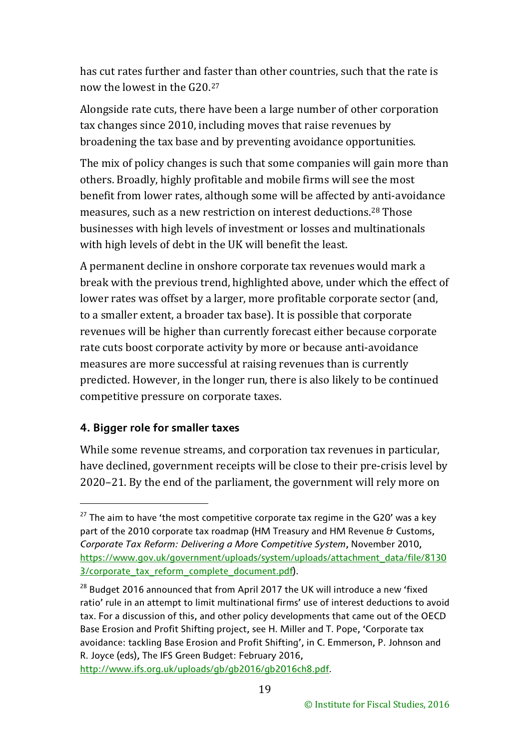has cut rates further and faster than other countries, such that the rate is now the lowest in the G20.[27]

Alongside rate cuts, there have been a large number of other corporation tax changes since 2010, including moves that raise revenues by broadening the tax base and by preventing avoidance opportunities.

The mix of policy changes is such that some companies will gain more than others. Broadly, highly profitable and mobile firms will see the most benefit from lower rates, although some will be affected by anti-avoidance measures, such as a new restriction on interest deductions.[28] Those businesses with high levels of investment or losses and multinationals with high levels of debt in the UK will benefit the least.

A permanent decline in onshore corporate tax revenues would mark a break with the previous trend, highlighted above, under which the effect of lower rates was offset by a larger, more profitable corporate sector (and, to a smaller extent, a broader tax base). It is possible that corporate revenues will be higher than currently forecast either because corporate rate cuts boost corporate activity by more or because anti-avoidance measures are more successful at raising revenues than is currently predicted. However, in the longer run, there is also likely to be continued competitive pressure on corporate taxes.

#### 4. Bigger role for smaller taxes

While some revenue streams, and corporation tax revenues in particular, have declined, government receipts will be close to their pre-crisis level by 2020–21. By the end of the parliament, the government will rely more on

---

[27] The aim to have 'the most competitive corporate tax regime in the G20' was a key part of the 2010 corporate tax roadmap (HM Treasury and HM Revenue & Customs, *Corporate Tax Reform: Delivering a More Competitive System*, November 2010, https://www.gov.uk/government/uploads/system/uploads/attachment_data/file/81303/corporate_tax_reform_complete_document.pdf).

[28] Budget 2016 announced that from April 2017 the UK will introduce a new 'fixed ratio' rule in an attempt to limit multinational firms' use of interest deductions to avoid tax. For a discussion of this, and other policy developments that came out of the OECD Base Erosion and Profit Shifting project, see H. Miller and T. Pope, 'Corporate tax avoidance: tackling Base Erosion and Profit Shifting', in C. Emmerson, P. Johnson and R. Joyce (eds), The IFS Green Budget: February 2016, http://www.ifs.org.uk/uploads/gb/gb2016/gb2016ch8.pdf.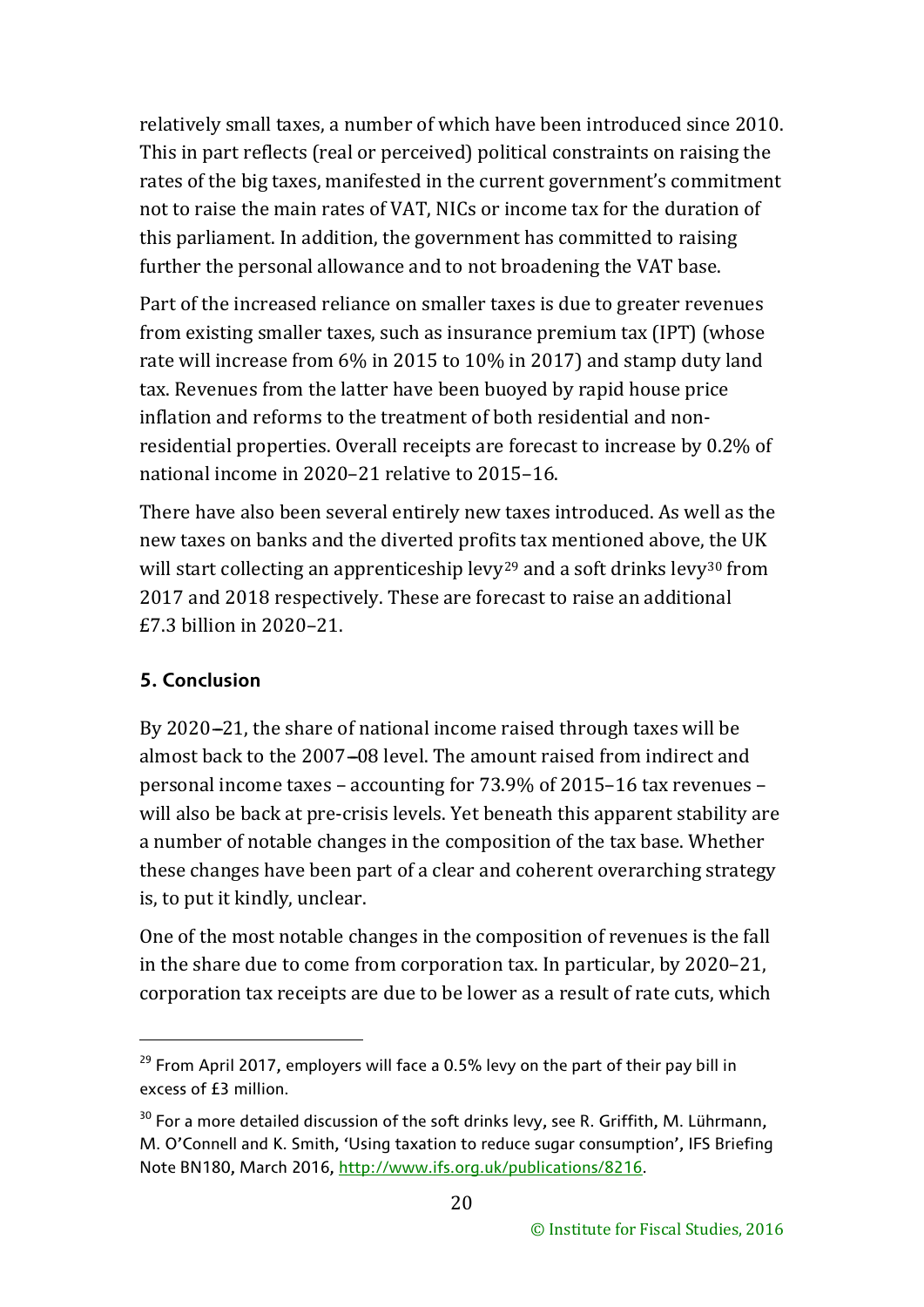relatively small taxes, a number of which have been introduced since 2010. This in part reflects (real or perceived) political constraints on raising the rates of the big taxes, manifested in the current government's commitment not to raise the main rates of VAT, NICs or income tax for the duration of this parliament. In addition, the government has committed to raising further the personal allowance and to not broadening the VAT base.

Part of the increased reliance on smaller taxes is due to greater revenues from existing smaller taxes, such as insurance premium tax (IPT) (whose rate will increase from 6% in 2015 to 10% in 2017) and stamp duty land tax. Revenues from the latter have been buoyed by rapid house price inflation and reforms to the treatment of both residential and non-residential properties. Overall receipts are forecast to increase by 0.2% of national income in 2020–21 relative to 2015–16.

There have also been several entirely new taxes introduced. As well as the new taxes on banks and the diverted profits tax mentioned above, the UK will start collecting an apprenticeship levy[29] and a soft drinks levy[30] from 2017 and 2018 respectively. These are forecast to raise an additional £7.3 billion in 2020–21.

## 5. Conclusion

By 2020–21, the share of national income raised through taxes will be almost back to the 2007–08 level. The amount raised from indirect and personal income taxes – accounting for 73.9% of 2015–16 tax revenues – will also be back at pre-crisis levels. Yet beneath this apparent stability are a number of notable changes in the composition of the tax base. Whether these changes have been part of a clear and coherent overarching strategy is, to put it kindly, unclear.

One of the most notable changes in the composition of revenues is the fall in the share due to come from corporation tax. In particular, by 2020–21, corporation tax receipts are due to be lower as a result of rate cuts, which

---

[29] From April 2017, employers will face a 0.5% levy on the part of their pay bill in excess of £3 million.

[30] For a more detailed discussion of the soft drinks levy, see R. Griffith, M. Lührmann, M. O'Connell and K. Smith, 'Using taxation to reduce sugar consumption', IFS Briefing Note BN180, March 2016, http://www.ifs.org.uk/publications/8216.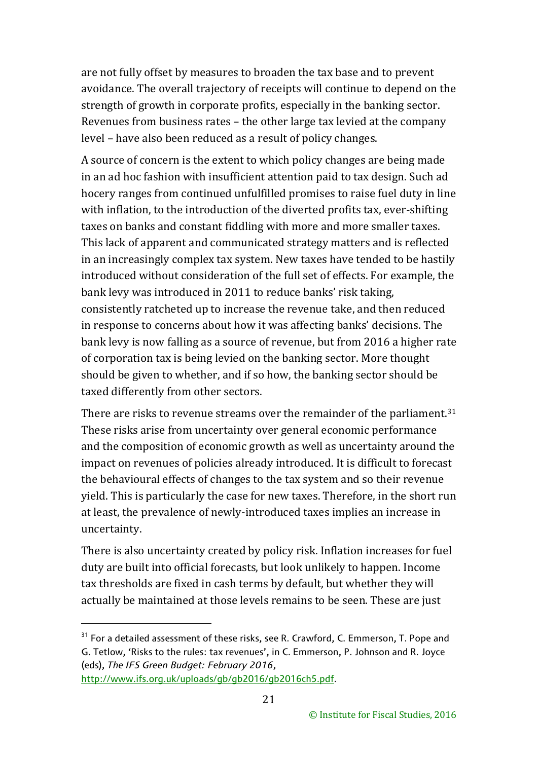are not fully offset by measures to broaden the tax base and to prevent avoidance. The overall trajectory of receipts will continue to depend on the strength of growth in corporate profits, especially in the banking sector. Revenues from business rates – the other large tax levied at the company level – have also been reduced as a result of policy changes.

A source of concern is the extent to which policy changes are being made in an ad hoc fashion with insufficient attention paid to tax design. Such ad hocery ranges from continued unfulfilled promises to raise fuel duty in line with inflation, to the introduction of the diverted profits tax, ever-shifting taxes on banks and constant fiddling with more and more smaller taxes. This lack of apparent and communicated strategy matters and is reflected in an increasingly complex tax system. New taxes have tended to be hastily introduced without consideration of the full set of effects. For example, the bank levy was introduced in 2011 to reduce banks' risk taking, consistently ratcheted up to increase the revenue take, and then reduced in response to concerns about how it was affecting banks' decisions. The bank levy is now falling as a source of revenue, but from 2016 a higher rate of corporation tax is being levied on the banking sector. More thought should be given to whether, and if so how, the banking sector should be taxed differently from other sectors.

There are risks to revenue streams over the remainder of the parliament.[31] These risks arise from uncertainty over general economic performance and the composition of economic growth as well as uncertainty around the impact on revenues of policies already introduced. It is difficult to forecast the behavioural effects of changes to the tax system and so their revenue yield. This is particularly the case for new taxes. Therefore, in the short run at least, the prevalence of newly-introduced taxes implies an increase in uncertainty.

There is also uncertainty created by policy risk. Inflation increases for fuel duty are built into official forecasts, but look unlikely to happen. Income tax thresholds are fixed in cash terms by default, but whether they will actually be maintained at those levels remains to be seen. These are just

[31] For a detailed assessment of these risks, see R. Crawford, C. Emmerson, T. Pope and G. Tetlow, 'Risks to the rules: tax revenues', in C. Emmerson, P. Johnson and R. Joyce (eds), *The IFS Green Budget: February 2016*, http://www.ifs.org.uk/uploads/gb/gb2016/gb2016ch5.pdf.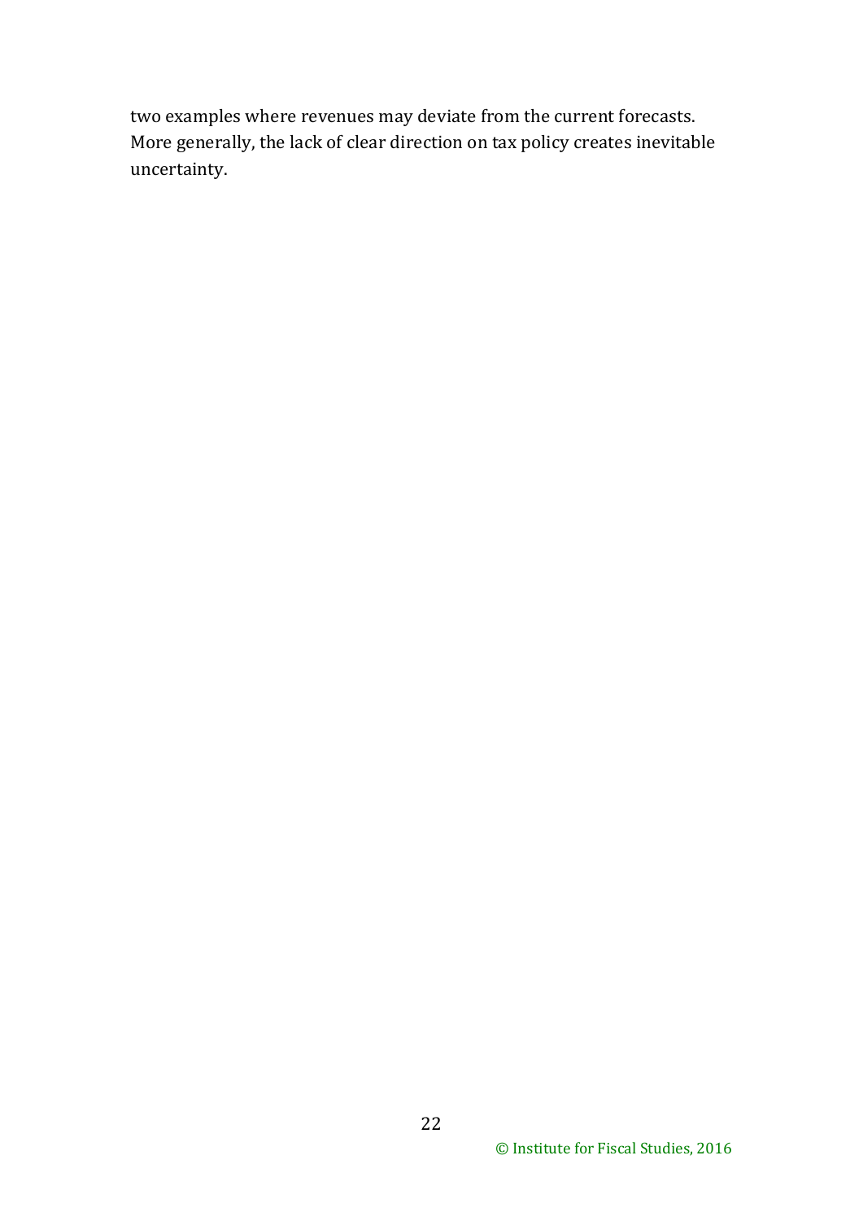two examples where revenues may deviate from the current forecasts. More generally, the lack of clear direction on tax policy creates inevitable uncertainty.